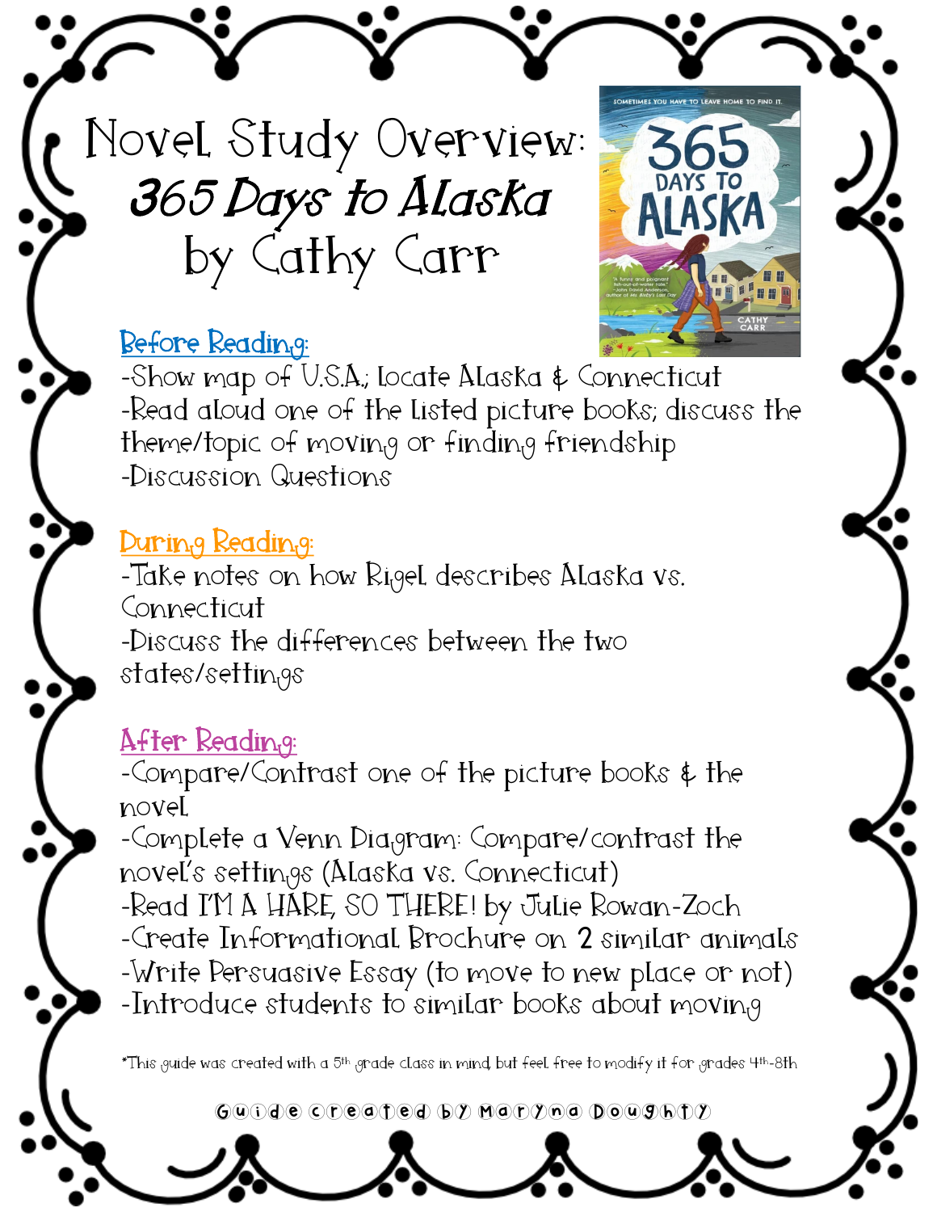# Novel Study Overview: *365 Days to Alaska* by Cathy Carr

## Before Reading:

-Show map of U.S.A.; locate Alaska & Connecticut
-Read aloud one of the listed picture books; discuss the theme/topic of moving or finding friendship
-Discussion Questions

## During Reading:

-Take notes on how Rigel describes Alaska vs. Connecticut
-Discuss the differences between the two states/settings

## After Reading:

-Compare/Contrast one of the picture books & the novel
-Complete a Venn Diagram: Compare/contrast the novel's settings (Alaska vs. Connecticut)
-Read I'M A HARE, SO THERE! by Julie Rowan-Zoch
-Create Informational Brochure on 2 similar animals
-Write Persuasive Essay (to move to new place or not)
-Introduce students to similar books about moving

*This guide was created with a 5th grade class in mind, but feel free to modify it for grades 4th-8th

Guide created by Maryna Doughty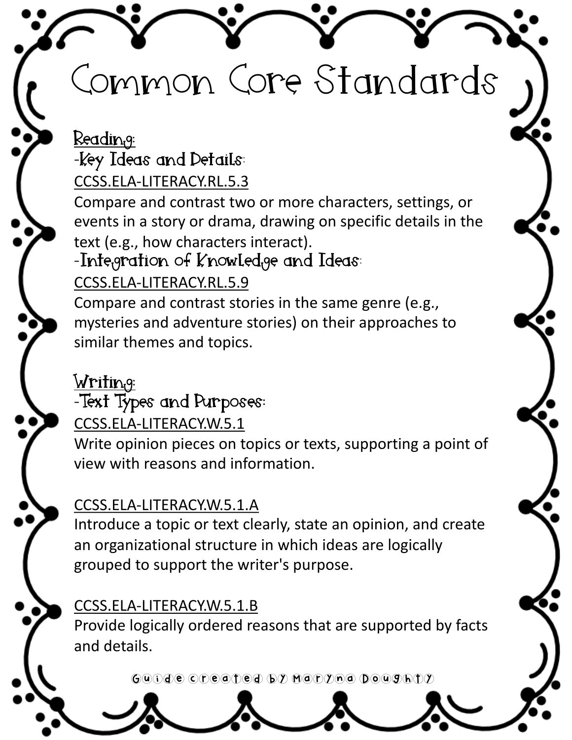# Common Core Standards

## Reading:

### -Key Ideas and Details:

CCSS.ELA-LITERACY.RL.5.3

Compare and contrast two or more characters, settings, or events in a story or drama, drawing on specific details in the text (e.g., how characters interact).

### -Integration of Knowledge and Ideas:

CCSS.ELA-LITERACY.RL.5.9

Compare and contrast stories in the same genre (e.g., mysteries and adventure stories) on their approaches to similar themes and topics.

## Writing:

### -Text Types and Purposes:

CCSS.ELA-LITERACY.W.5.1

Write opinion pieces on topics or texts, supporting a point of view with reasons and information.

CCSS.ELA-LITERACY.W.5.1.A

Introduce a topic or text clearly, state an opinion, and create an organizational structure in which ideas are logically grouped to support the writer's purpose.

CCSS.ELA-LITERACY.W.5.1.B

Provide logically ordered reasons that are supported by facts and details.

Guide created by Maryna Doughty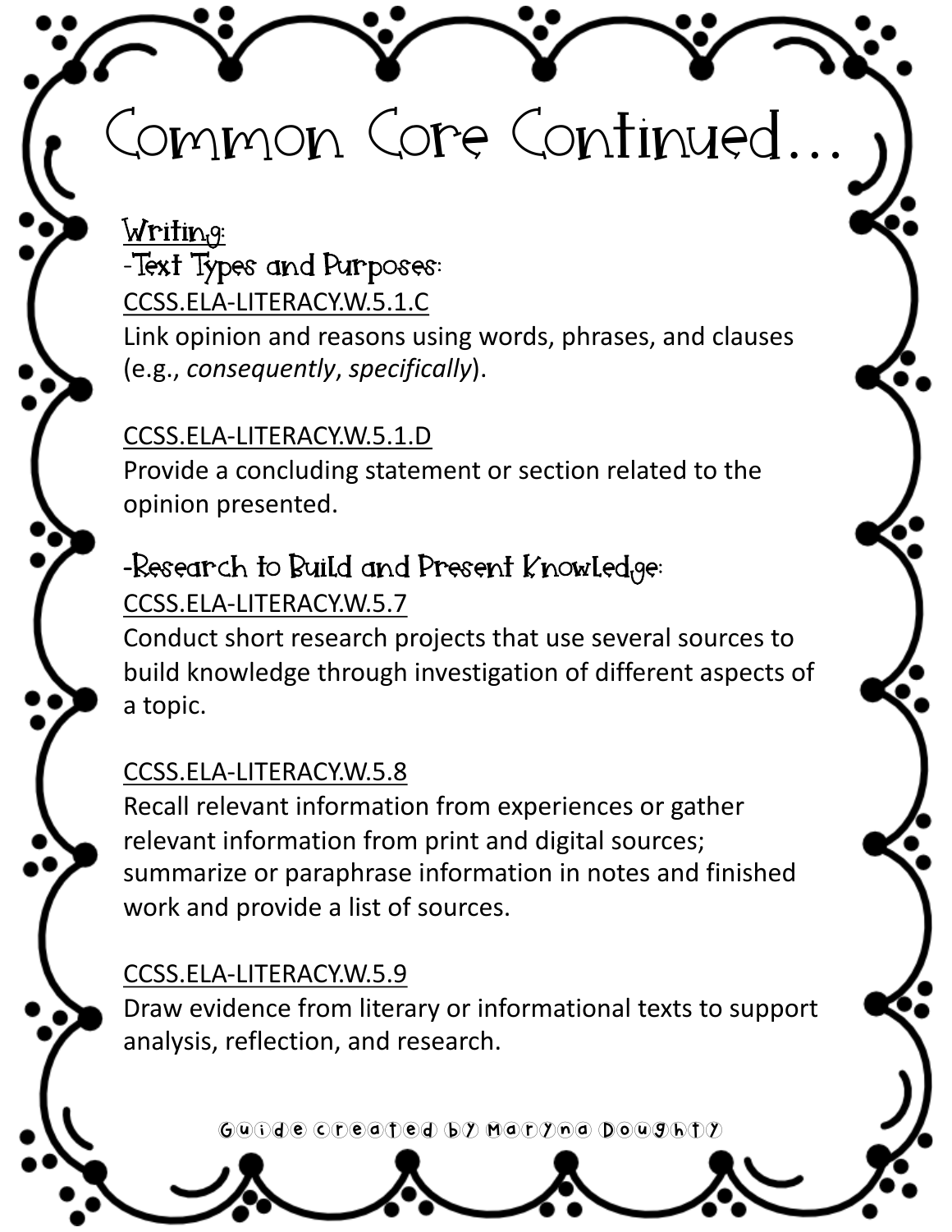# Common Core Continued…

## Writing:

### -Text Types and Purposes:

CCSS.ELA-LITERACY.W.5.1.C
Link opinion and reasons using words, phrases, and clauses (e.g., *consequently*, *specifically*).

CCSS.ELA-LITERACY.W.5.1.D
Provide a concluding statement or section related to the opinion presented.

### -Research to Build and Present Knowledge:

CCSS.ELA-LITERACY.W.5.7
Conduct short research projects that use several sources to build knowledge through investigation of different aspects of a topic.

CCSS.ELA-LITERACY.W.5.8
Recall relevant information from experiences or gather relevant information from print and digital sources; summarize or paraphrase information in notes and finished work and provide a list of sources.

CCSS.ELA-LITERACY.W.5.9
Draw evidence from literary or informational texts to support analysis, reflection, and research.

Guide created by Maryna Doughty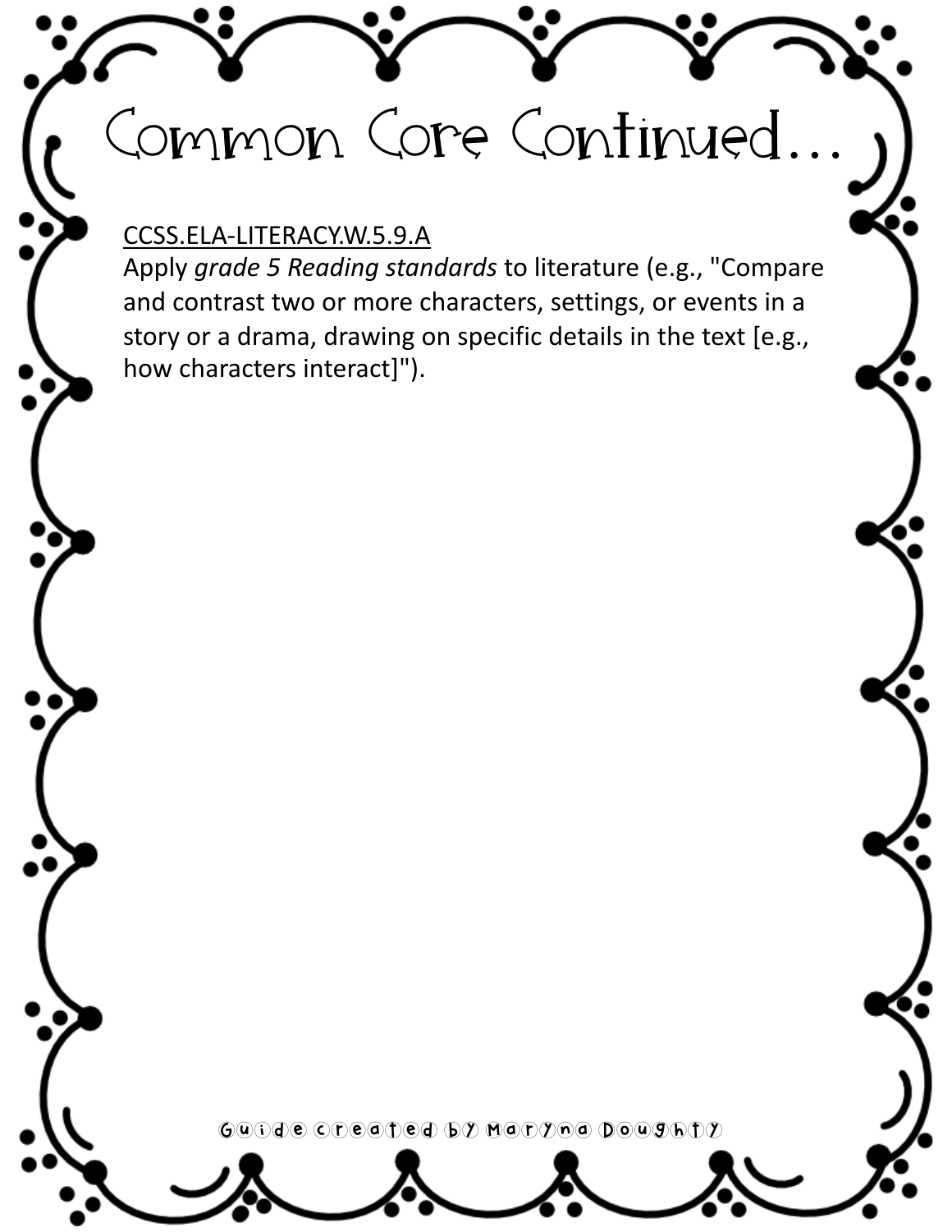# Common Core Continued...

<u>CCSS.ELA-LITERACY.W.5.9.A</u>

Apply *grade 5 Reading standards* to literature (e.g., "Compare and contrast two or more characters, settings, or events in a story or a drama, drawing on specific details in the text [e.g., how characters interact]").

Guide created by Maryna Doughty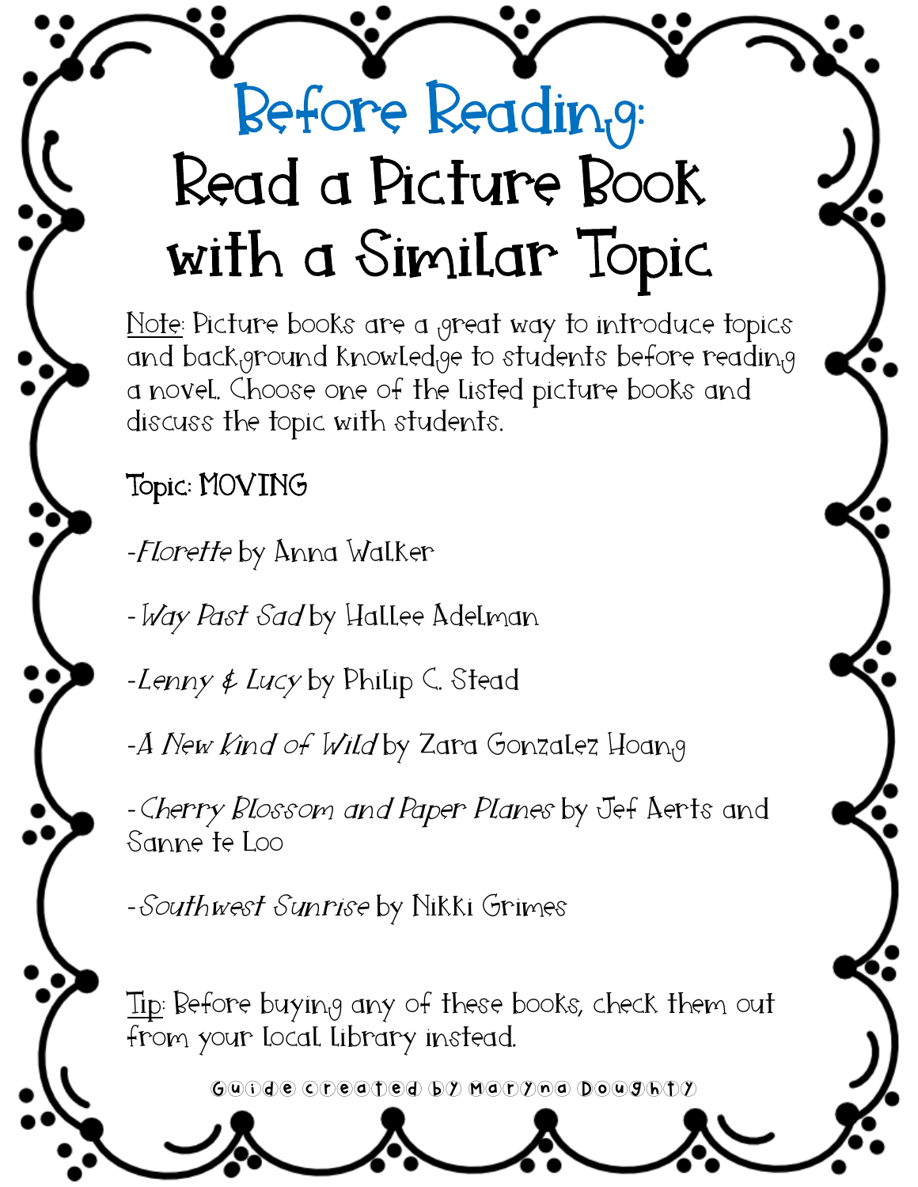# Before Reading:

# Read a Picture Book with a Similar Topic

Note: Picture books are a great way to introduce topics and background knowledge to students before reading a novel. Choose one of the listed picture books and discuss the topic with students.

Topic: MOVING

-*Florette* by Anna Walker

-*Way Past Sad* by Hallee Adelman

-*Lenny & Lucy* by Philip C. Stead

-*A New Kind of Wild* by Zara Gonzalez Hoang

-*Cherry Blossom and Paper Planes* by Jef Aerts and Sanne te Loo

-*Southwest Sunrise* by Nikki Grimes

Tip: Before buying any of these books, check them out from your local library instead.

Guide created by Maryna Doughty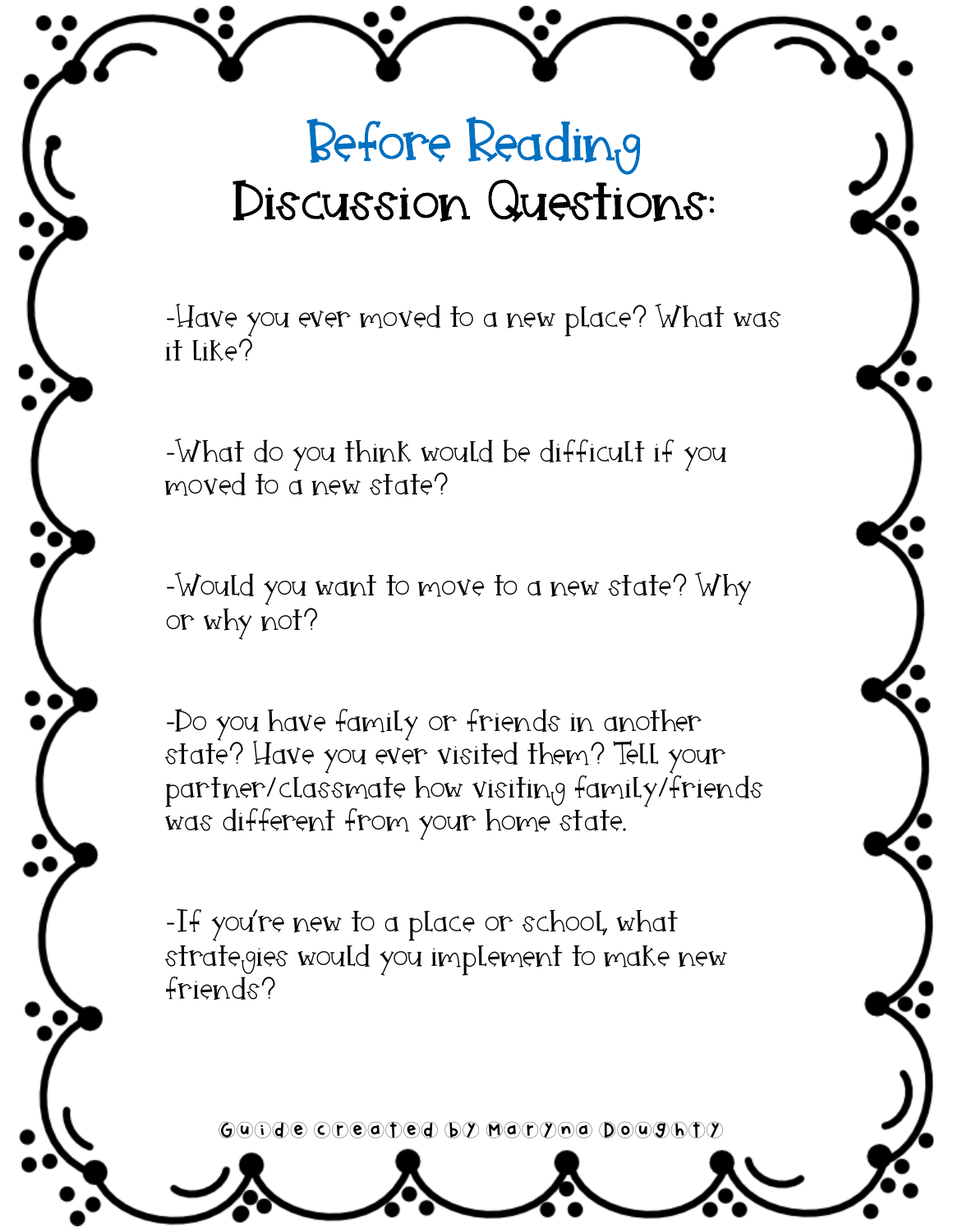# Before Reading

## Discussion Questions:

-Have you ever moved to a new place? What was it like?

-What do you think would be difficult if you moved to a new state?

-Would you want to move to a new state? Why or why not?

-Do you have family or friends in another state? Have you ever visited them? Tell your partner/classmate how visiting family/friends was different from your home state.

-If you're new to a place or school, what strategies would you implement to make new friends?

Guide created by Maryna Doughty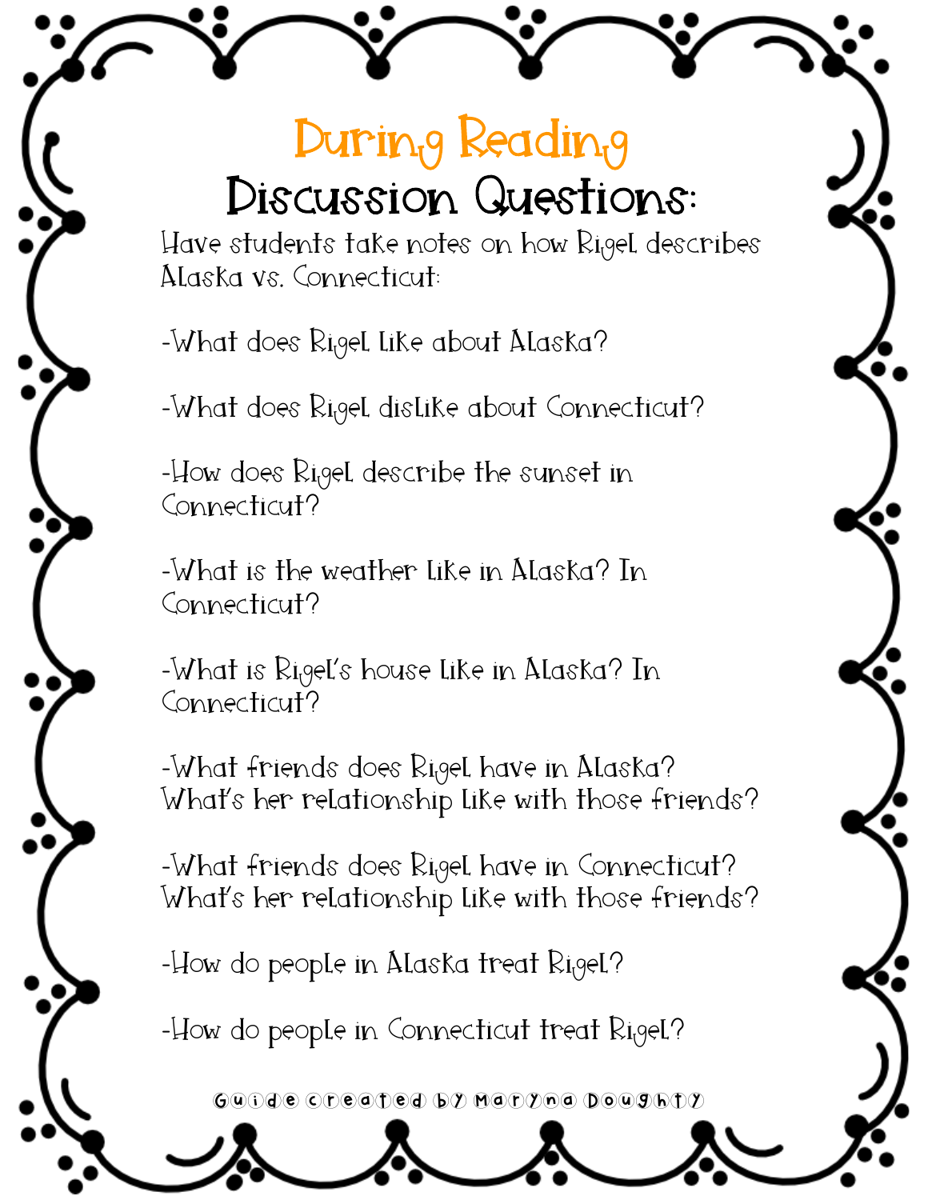# During Reading

## Discussion Questions:

Have students take notes on how Rigel describes Alaska vs. Connecticut:

-What does Rigel like about Alaska?

-What does Rigel dislike about Connecticut?

-How does Rigel describe the sunset in Connecticut?

-What is the weather like in Alaska? In Connecticut?

-What is Rigel's house like in Alaska? In Connecticut?

-What friends does Rigel have in Alaska? What's her relationship like with those friends?

-What friends does Rigel have in Connecticut? What's her relationship like with those friends?

-How do people in Alaska treat Rigel?

-How do people in Connecticut treat Rigel?

Guide created by Maryna Doughty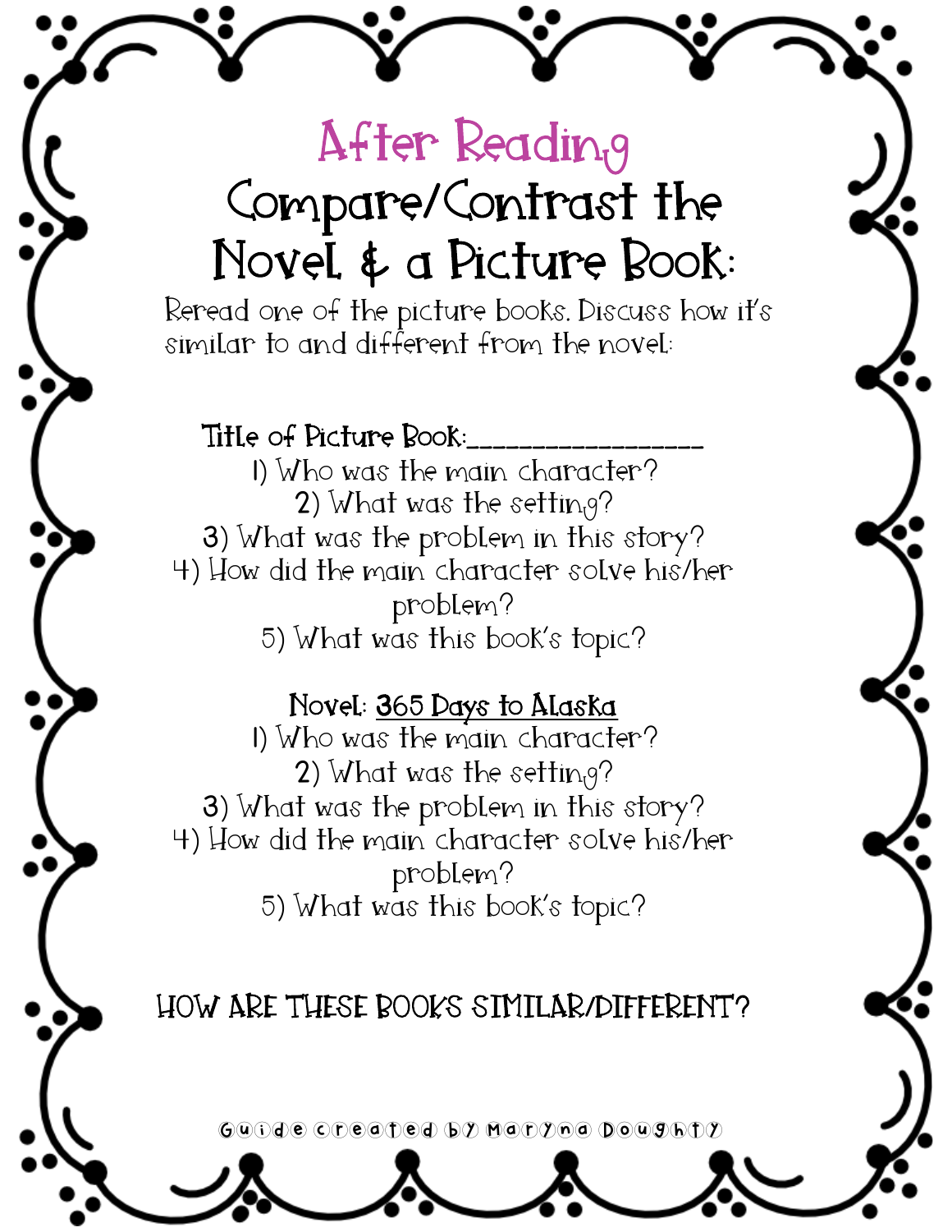# After Reading

## Compare/Contrast the Novel & a Picture Book:

Reread one of the picture books. Discuss how it's similar to and different from the novel:

**Title of Picture Book:**__________________

1) Who was the main character?
2) What was the setting?
3) What was the problem in this story?
4) How did the main character solve his/her problem?
5) What was this book's topic?

**Novel:** <u>365 Days to Alaska</u>

1) Who was the main character?
2) What was the setting?
3) What was the problem in this story?
4) How did the main character solve his/her problem?
5) What was this book's topic?

**HOW ARE THESE BOOKS SIMILAR/DIFFERENT?**

Guide created by Maryna Doughty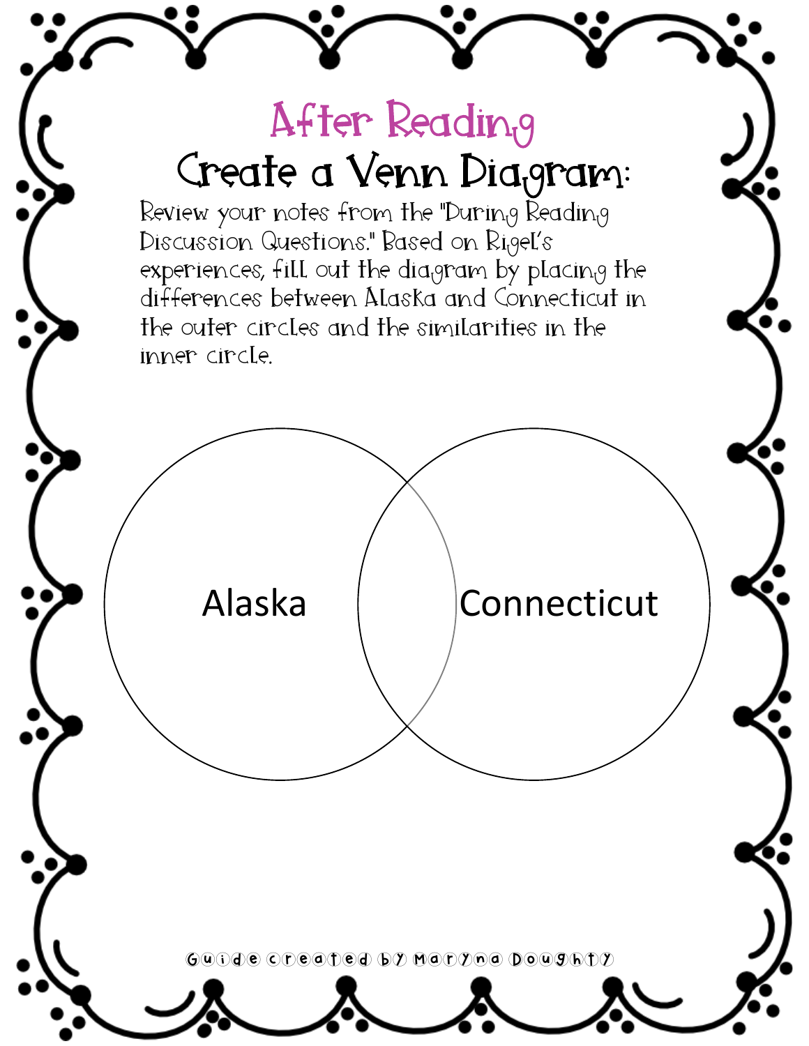# After Reading

## Create a Venn Diagram:

Review your notes from the "During Reading Discussion Questions." Based on Rigel's experiences, fill out the diagram by placing the differences between Alaska and Connecticut in the outer circles and the similarities in the inner circle.

Alaska

Connecticut

Guide created by Maryna Doughty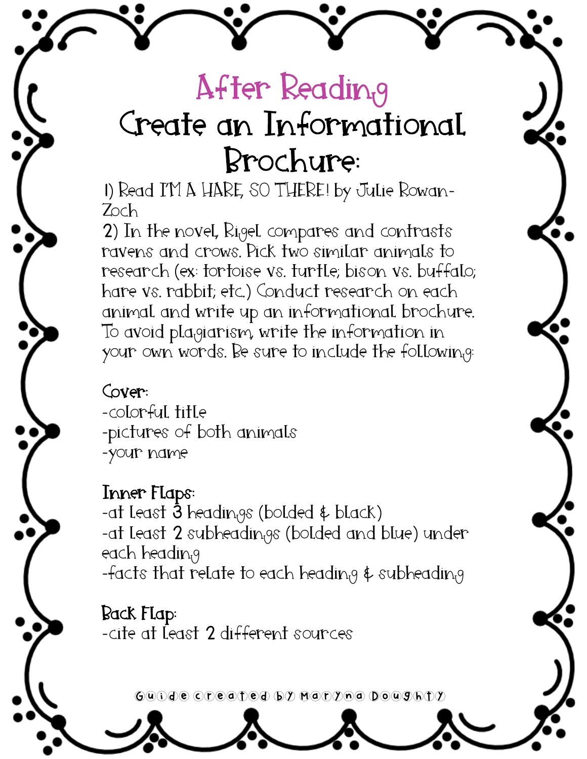# After Reading

## Create an Informational Brochure:

1) Read I'M A HARE, SO THERE! by Julie Rowan-Zoch
2) In the novel, Rigel compares and contrasts ravens and crows. Pick two similar animals to research (ex: tortoise vs. turtle; bison vs. buffalo; hare vs. rabbit; etc.) Conduct research on each animal and write up an informational brochure. To avoid plagiarism, write the information in your own words. Be sure to include the following:

**Cover:**
- colorful title
- pictures of both animals
- your name

**Inner Flaps:**
- at least 3 headings (bolded & black)
- at least 2 subheadings (bolded and blue) under each heading
- facts that relate to each heading & subheading

**Back Flap:**
- cite at least 2 different sources

Guide created by Maryna Doughty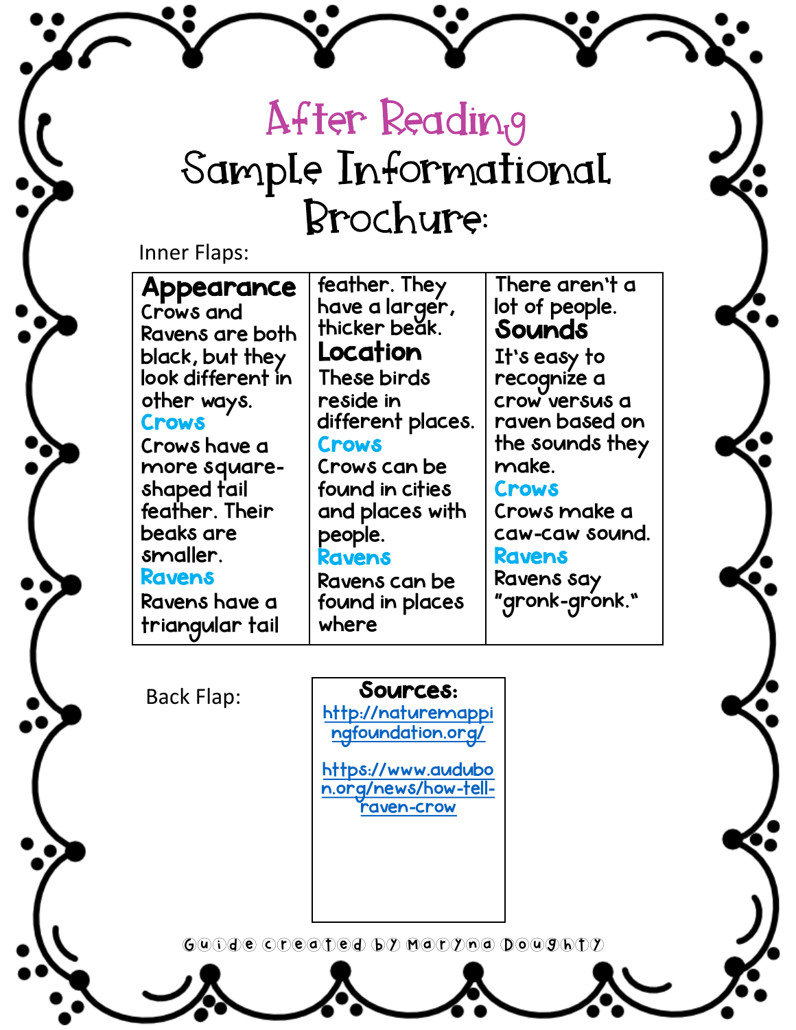# After Reading

## Sample Informational Brochure:

Inner Flaps:

**Appearance**

Crows and Ravens are both black, but they look different in other ways.

**Crows**

Crows have a more square-shaped tail feather. Their beaks are smaller.

**Ravens**

Ravens have a triangular tail feather. They have a larger, thicker beak.

**Location**

These birds reside in different places.

**Crows**

Crows can be found in cities and places with people.

**Ravens**

Ravens can be found in places where There aren't a lot of people.

**Sounds**

It's easy to recognize a crow versus a raven based on the sounds they make.

**Crows**

Crows make a caw-caw sound.

**Ravens**

Ravens say "gronk-gronk."

Back Flap:

**Sources:**

http://naturemappingfoundation.org/

https://www.audubon.org/news/how-tell-raven-crow

Guide created by Maryna Doughty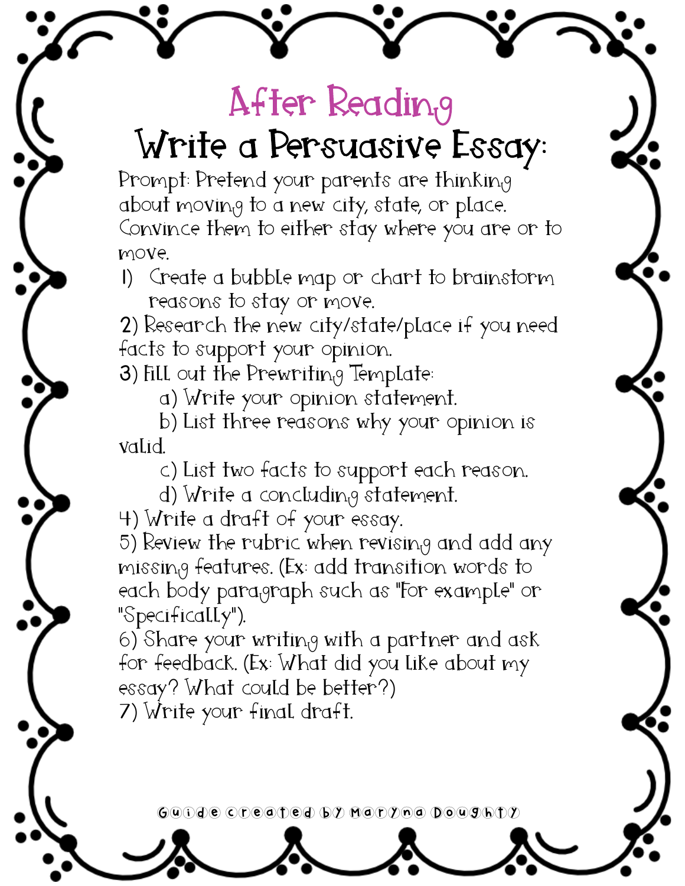# After Reading

## Write a Persuasive Essay:

Prompt: Pretend your parents are thinking about moving to a new city, state, or place. Convince them to either stay where you are or to move.

1) Create a bubble map or chart to brainstorm reasons to stay or move.
2) Research the new city/state/place if you need facts to support your opinion.
3) Fill out the Prewriting Template:
   a) Write your opinion statement.
   b) List three reasons why your opinion is valid.
   c) List two facts to support each reason.
   d) Write a concluding statement.
4) Write a draft of your essay.
5) Review the rubric when revising and add any missing features. (Ex: add transition words to each body paragraph such as "For example" or "Specifically").
6) Share your writing with a partner and ask for feedback. (Ex: What did you like about my essay? What could be better?)
7) Write your final draft.

Guide created by Maryna Doughty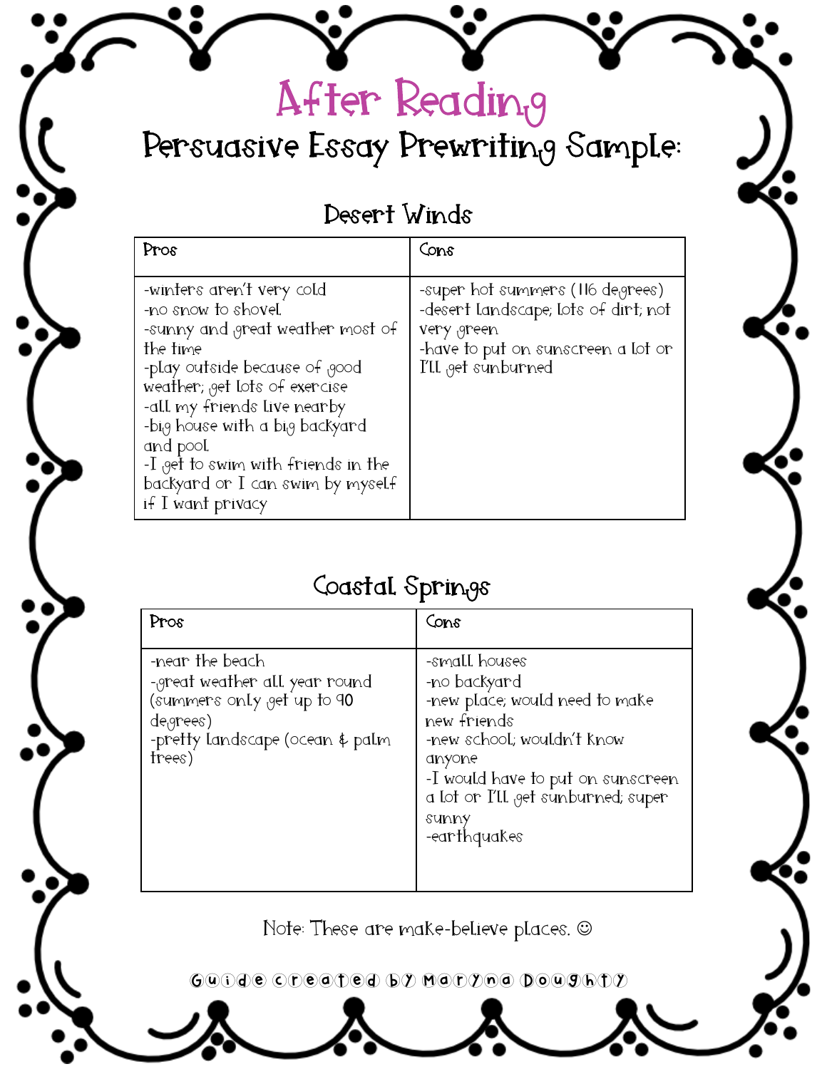# After Reading

## Persuasive Essay Prewriting Sample:

### Desert Winds

| Pros | Cons |
|---|---|
| -winters aren't very cold<br>-no snow to shovel<br>-sunny and great weather most of the time<br>-play outside because of good weather; get lots of exercise<br>-all my friends live nearby<br>-big house with a big backyard and pool<br>-I get to swim with friends in the backyard or I can swim by myself if I want privacy | -super hot summers (116 degrees)<br>-desert landscape; lots of dirt; not very green<br>-have to put on sunscreen a lot or I'll get sunburned |

### Coastal Springs

| Pros | Cons |
|---|---|
| -near the beach<br>-great weather all year round (summers only get up to 90 degrees)<br>-pretty landscape (ocean & palm trees) | -small houses<br>-no backyard<br>-new place; would need to make new friends<br>-new school; wouldn't know anyone<br>-I would have to put on sunscreen a lot or I'll get sunburned; super sunny<br>-earthquakes |

Note: These are make-believe places. ☺

Guide created by Maryna Doughty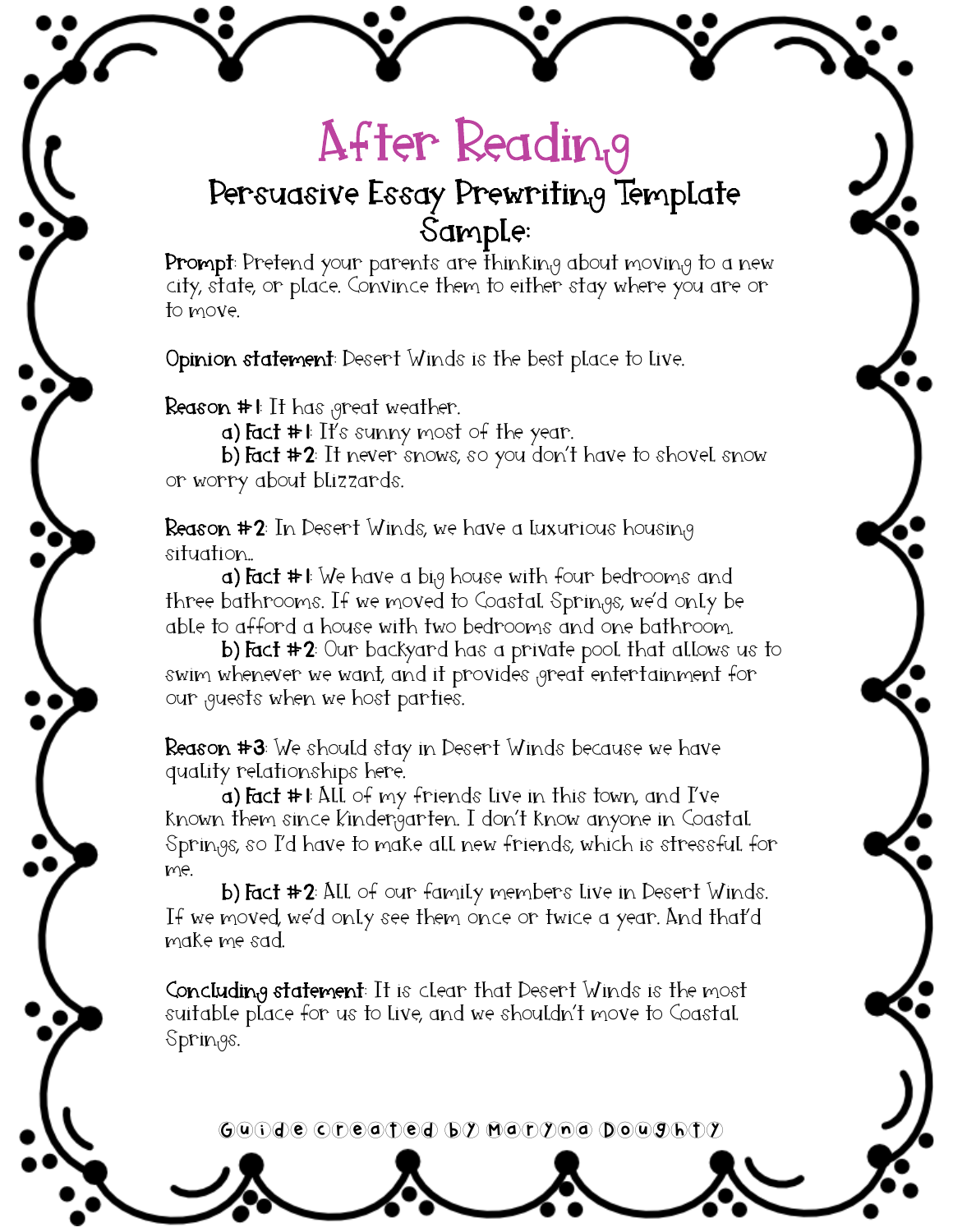# After Reading

## Persuasive Essay Prewriting Template Sample:

**Prompt**: Pretend your parents are thinking about moving to a new city, state, or place. Convince them to either stay where you are or to move.

**Opinion statement**: Desert Winds is the best place to live.

**Reason #1**: It has great weather.

**a) Fact #1**: It's sunny most of the year.

**b) Fact #2**: It never snows, so you don't have to shovel snow or worry about blizzards.

**Reason #2**: In Desert Winds, we have a luxurious housing situation..

**a) Fact #1**: We have a big house with four bedrooms and three bathrooms. If we moved to Coastal Springs, we'd only be able to afford a house with two bedrooms and one bathroom.

**b) Fact #2**: Our backyard has a private pool that allows us to swim whenever we want, and it provides great entertainment for our guests when we host parties.

**Reason #3**: We should stay in Desert Winds because we have quality relationships here.

**a) Fact #1**: All of my friends live in this town, and I've known them since kindergarten. I don't know anyone in Coastal Springs, so I'd have to make all new friends, which is stressful for me.

**b) Fact #2**: All of our family members live in Desert Winds. If we moved, we'd only see them once or twice a year. And that'd make me sad.

**Concluding statement**: It is clear that Desert Winds is the most suitable place for us to live, and we shouldn't move to Coastal Springs.

Guide created by Maryna Doughty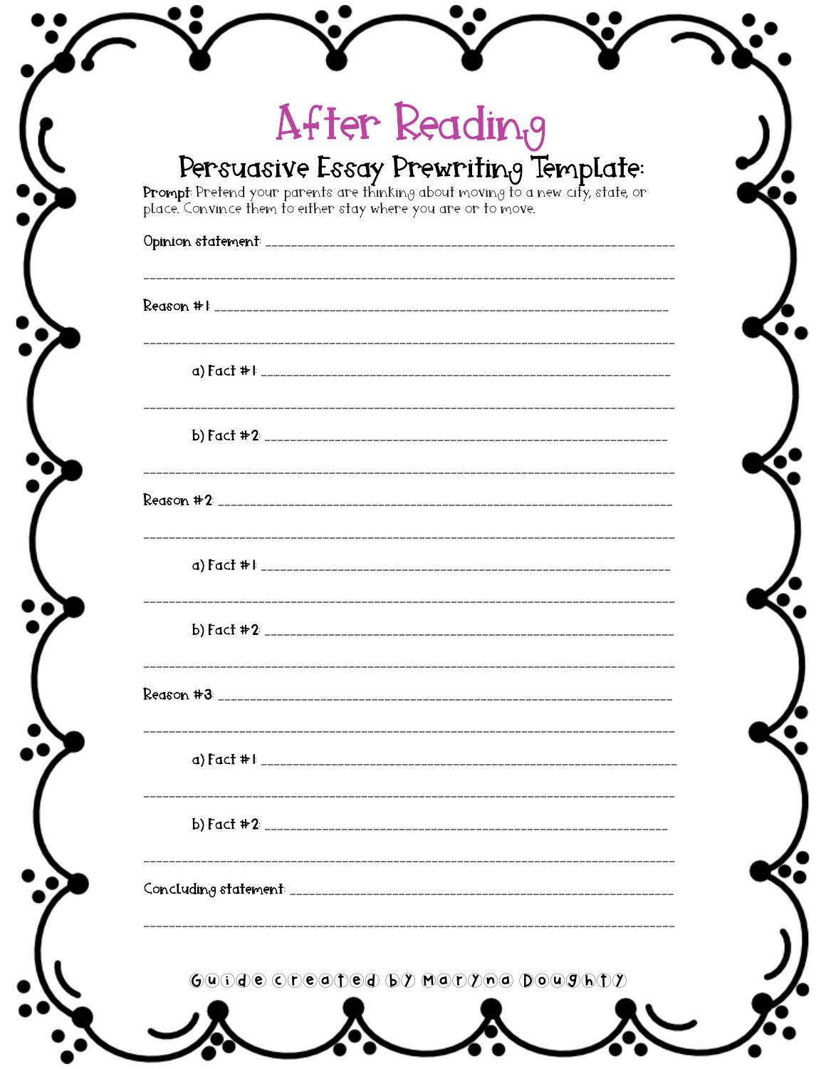# After Reading

## Persuasive Essay Prewriting Template:

**Prompt:** Pretend your parents are thinking about moving to a new city, state, or place. Convince them to either stay where you are or to move.

Opinion statement: ___________________________________________________________

_____________________________________________________________________________

Reason #1: ___________________________________________________________________

_____________________________________________________________________________

a) Fact #1: _______________________________________________________________

_____________________________________________________________________________

b) Fact #2: _______________________________________________________________

_____________________________________________________________________________

Reason #2: ___________________________________________________________________

_____________________________________________________________________________

a) Fact #1: _______________________________________________________________

_____________________________________________________________________________

b) Fact #2: _______________________________________________________________

_____________________________________________________________________________

Reason #3: ___________________________________________________________________

_____________________________________________________________________________

a) Fact #1: _______________________________________________________________

_____________________________________________________________________________

b) Fact #2: _______________________________________________________________

_____________________________________________________________________________

Concluding statement: ________________________________________________________

_____________________________________________________________________________

Guide created by Maryna Doughty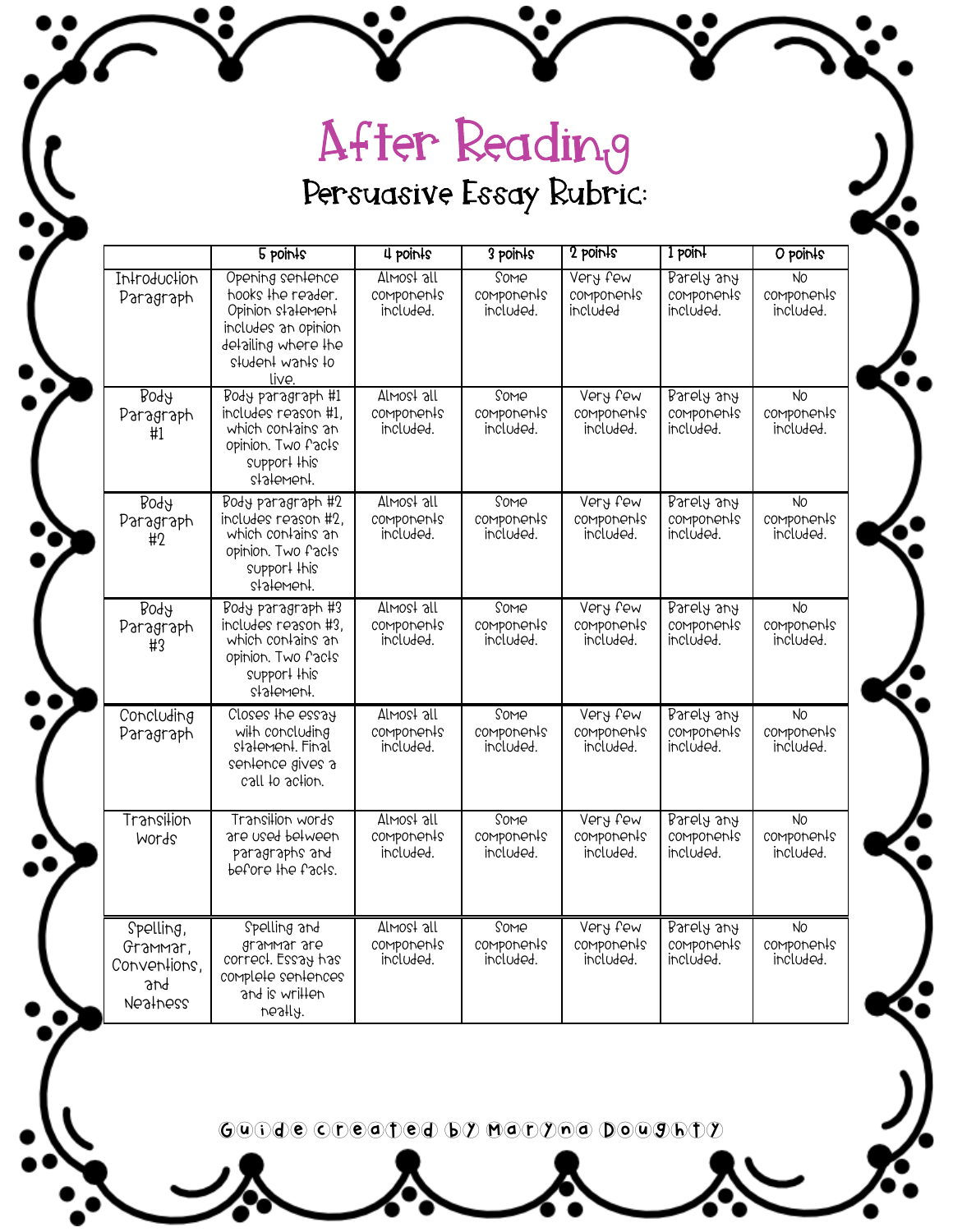# After Reading

## Persuasive Essay Rubric:

| | 5 points | 4 points | 3 points | 2 points | 1 point | 0 points |
|---|---|---|---|---|---|---|
| Introduction Paragraph | Opening sentence hooks the reader. Opinion statement includes an opinion detailing where the student wants to live. | Almost all components included. | Some components included. | Very few components included | Barely any components included. | No components included. |
| Body Paragraph #1 | Body paragraph #1 includes reason #1, which contains an opinion. Two facts support this statement. | Almost all components included. | Some components included. | Very few components included. | Barely any components included. | No components included. |
| Body Paragraph #2 | Body paragraph #2 includes reason #2, which contains an opinion. Two facts support this statement. | Almost all components included. | Some components included. | Very few components included. | Barely any components included. | No components included. |
| Body Paragraph #3 | Body paragraph #3 includes reason #3, which contains an opinion. Two facts support this statement. | Almost all components included. | Some components included. | Very few components included. | Barely any components included. | No components included. |
| Concluding Paragraph | Closes the essay with concluding statement. Final sentence gives a call to action. | Almost all components included. | Some components included. | Very few components included. | Barely any components included. | No components included. |
| Transition Words | Transition words are used between paragraphs and before the facts. | Almost all components included. | Some components included. | Very few components included. | Barely any components included. | No components included. |
| Spelling, Grammar, Conventions, and Neatness | Spelling and grammar are correct. Essay has complete sentences and is written neatly. | Almost all components included. | Some components included. | Very few components included. | Barely any components included. | No components included. |

Guide created by Maryna Doughty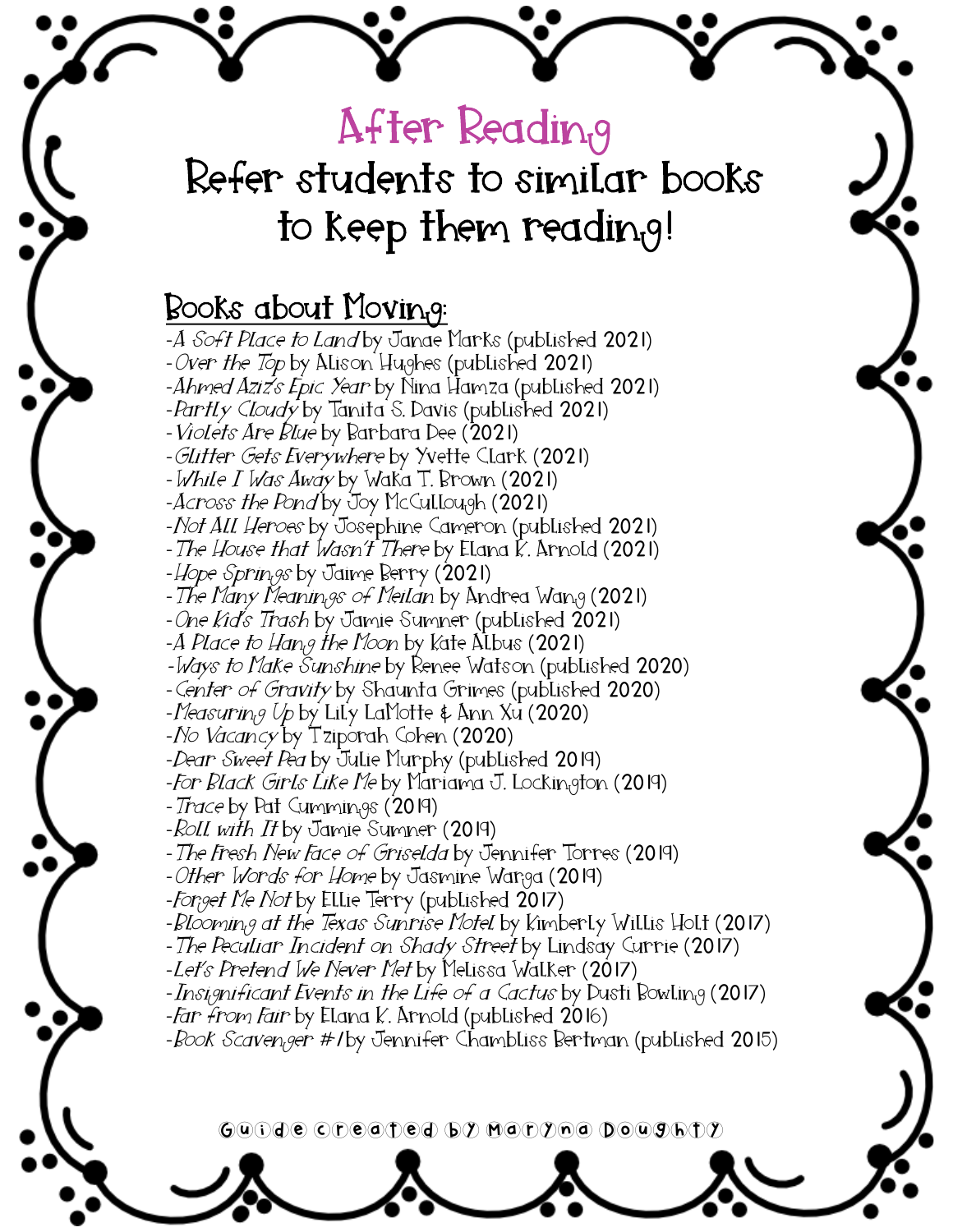# After Reading

## Refer students to similar books to keep them reading!

### Books about Moving:

- *A Soft Place to Land* by Janae Marks (published 2021)
- *Over the Top* by Alison Hughes (published 2021)
- *Ahmed Aziz's Epic Year* by Nina Hamza (published 2021)
- *Partly Cloudy* by Tanita S. Davis (published 2021)
- *Violets Are Blue* by Barbara Dee (2021)
- *Glitter Gets Everywhere* by Yvette Clark (2021)
- *While I Was Away* by Waka T. Brown (2021)
- *Across the Pond* by Joy McCullough (2021)
- *Not All Heroes* by Josephine Cameron (published 2021)
- *The House that Wasn't There* by Elana K. Arnold (2021)
- *Hope Springs* by Jaime Berry (2021)
- *The Many Meanings of Meilan* by Andrea Wang (2021)
- *One Kid's Trash* by Jamie Sumner (published 2021)
- *A Place to Hang the Moon* by Kate Albus (2021)
- *Ways to Make Sunshine* by Renee Watson (published 2020)
- *Center of Gravity* by Shaunta Grimes (published 2020)
- *Measuring Up* by Lily LaMotte & Ann Xu (2020)
- *No Vacancy* by Tziporah Cohen (2020)
- *Dear Sweet Pea* by Julie Murphy (published 2019)
- *For Black Girls Like Me* by Mariama J. Lockington (2019)
- *Trace* by Pat Cummings (2019)
- *Roll with It* by Jamie Sumner (2019)
- *The Fresh New Face of Griselda* by Jennifer Torres (2019)
- *Other Words for Home* by Jasmine Warga (2019)
- *Forget Me Not* by Ellie Terry (published 2017)
- *Blooming at the Texas Sunrise Motel* by Kimberly Willis Holt (2017)
- *The Peculiar Incident on Shady Street* by Lindsay Currie (2017)
- *Let's Pretend We Never Met* by Melissa Walker (2017)
- *Insignificant Events in the Life of a Cactus* by Dusti Bowling (2017)
- *Far from Fair* by Elana K. Arnold (published 2016)
- *Book Scavenger #1* by Jennifer Chambliss Bertman (published 2015)

Guide created by Maryna Doughty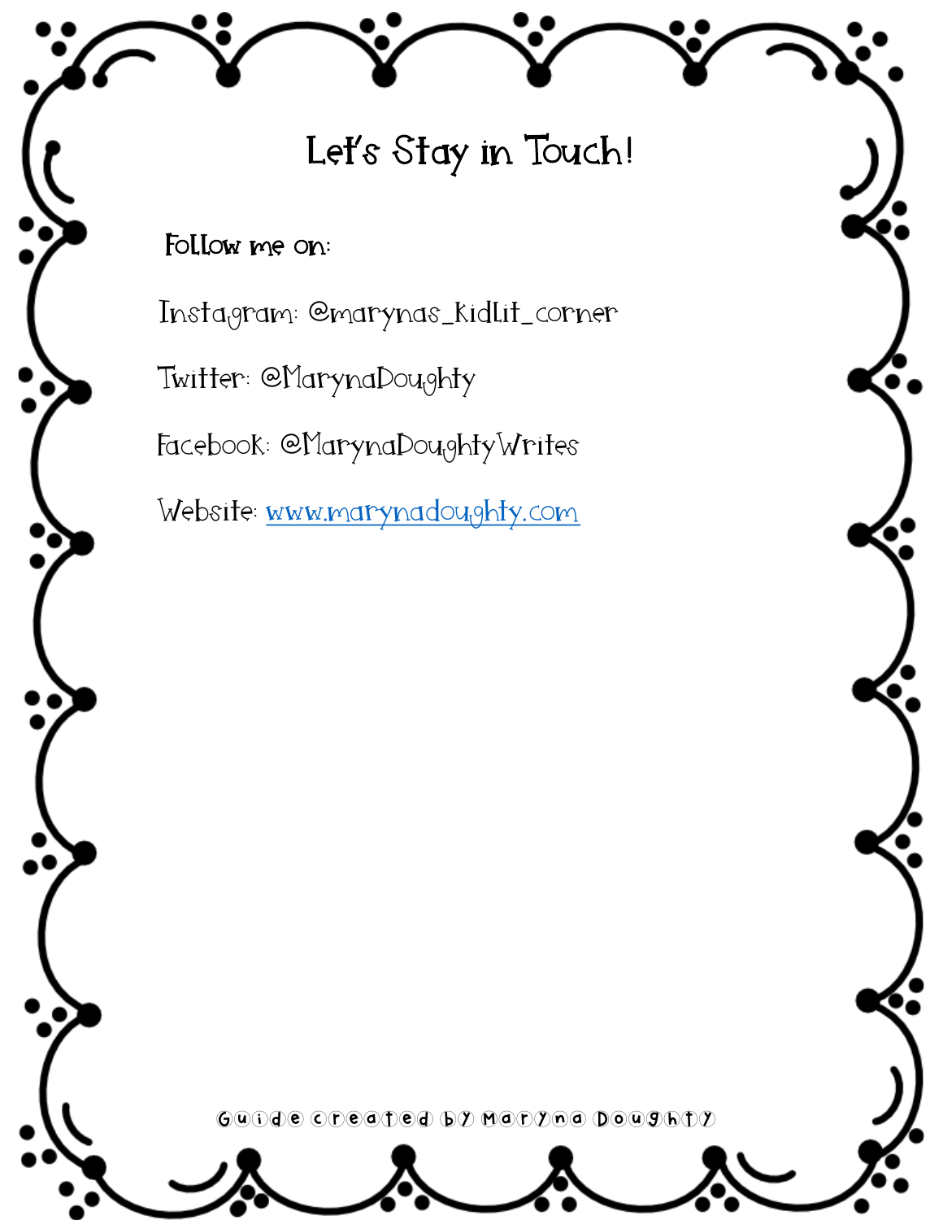# Let's Stay in Touch!

**Follow me on:**

Instagram: @marynas_kidlit_corner

Twitter: @MarynaDoughty

Facebook: @MarynaDoughtyWrites

Website: [www.marynadoughty.com](http://www.marynadoughty.com)

Guide created by Maryna Doughty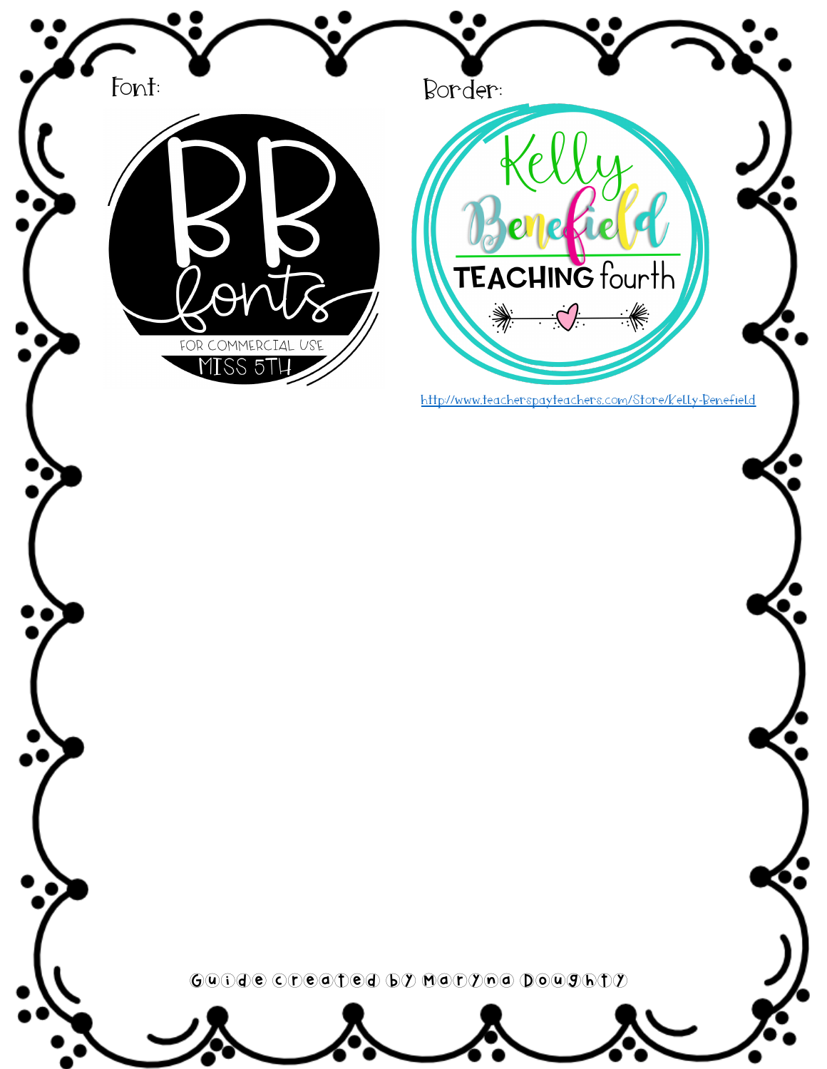Font:

BB fonts

FOR COMMERCIAL USE

MISS 5TH

Border:

Kelly Benefield

TEACHING fourth

http://www.teacherspayteachers.com/Store/Kelly-Benefield

Guide created by Maryna Doughty